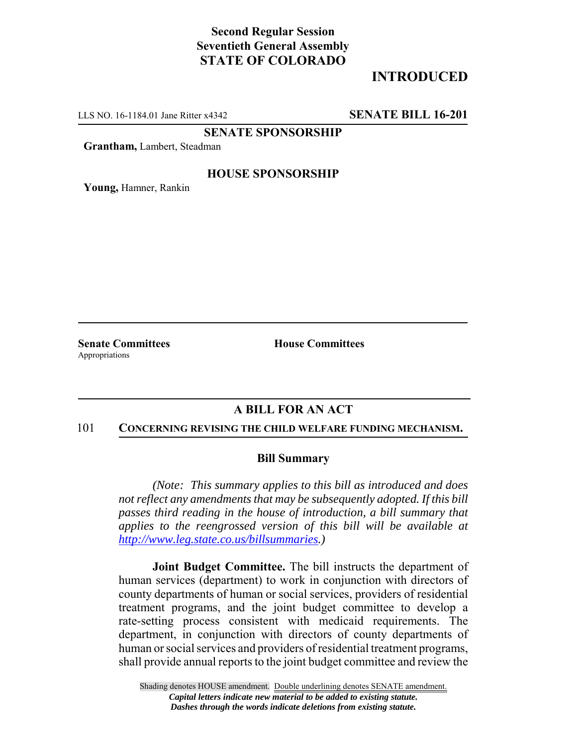**Second Regular Session**
**Seventieth General Assembly**
**STATE OF COLORADO**

# INTRODUCED

LLS NO. 16-1184.01 Jane Ritter x4342 **SENATE BILL 16-201**

**SENATE SPONSORSHIP**

**Grantham,** Lambert, Steadman

**HOUSE SPONSORSHIP**

**Young,** Hamner, Rankin

**Senate Committees**
Appropriations

**House Committees**

## A BILL FOR AN ACT

101 **CONCERNING REVISING THE CHILD WELFARE FUNDING MECHANISM.**

### Bill Summary

*(Note: This summary applies to this bill as introduced and does not reflect any amendments that may be subsequently adopted. If this bill passes third reading in the house of introduction, a bill summary that applies to the reengrossed version of this bill will be available at http://www.leg.state.co.us/billsummaries.)*

**Joint Budget Committee.** The bill instructs the department of human services (department) to work in conjunction with directors of county departments of human or social services, providers of residential treatment programs, and the joint budget committee to develop a rate-setting process consistent with medicaid requirements. The department, in conjunction with directors of county departments of human or social services and providers of residential treatment programs, shall provide annual reports to the joint budget committee and review the

Shading denotes HOUSE amendment. Double underlining denotes SENATE amendment.
*Capital letters indicate new material to be added to existing statute.*
*Dashes through the words indicate deletions from existing statute.*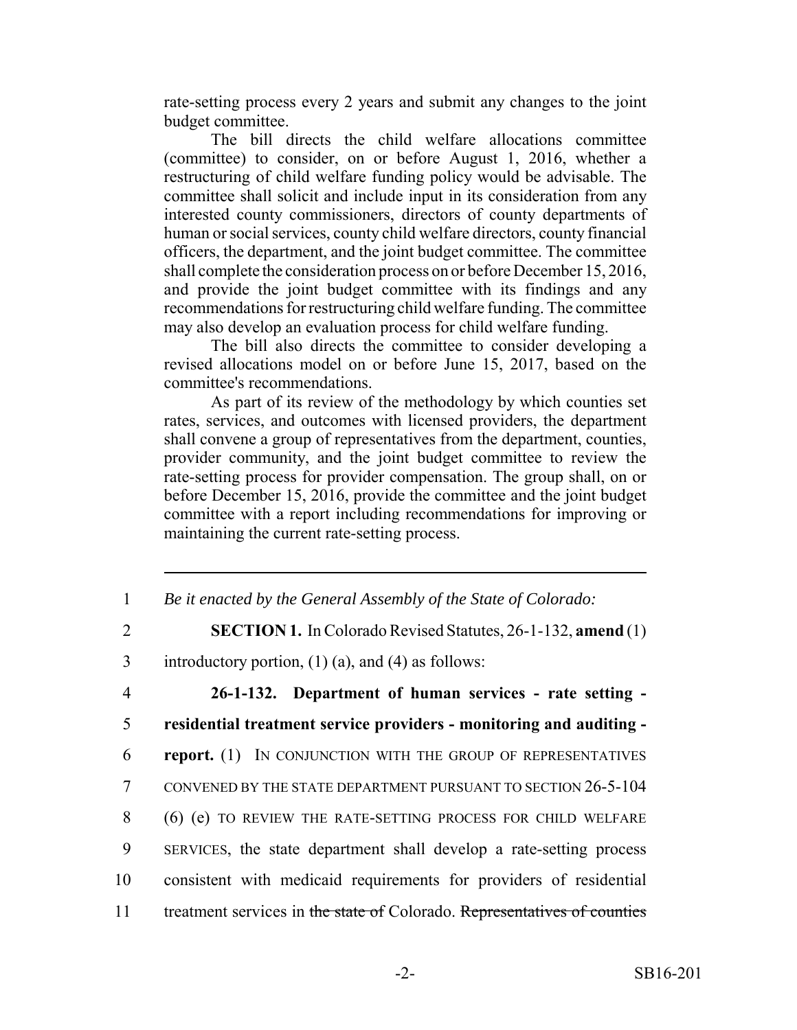rate-setting process every 2 years and submit any changes to the joint budget committee.

The bill directs the child welfare allocations committee (committee) to consider, on or before August 1, 2016, whether a restructuring of child welfare funding policy would be advisable. The committee shall solicit and include input in its consideration from any interested county commissioners, directors of county departments of human or social services, county child welfare directors, county financial officers, the department, and the joint budget committee. The committee shall complete the consideration process on or before December 15, 2016, and provide the joint budget committee with its findings and any recommendations for restructuring child welfare funding. The committee may also develop an evaluation process for child welfare funding.

The bill also directs the committee to consider developing a revised allocations model on or before June 15, 2017, based on the committee's recommendations.

As part of its review of the methodology by which counties set rates, services, and outcomes with licensed providers, the department shall convene a group of representatives from the department, counties, provider community, and the joint budget committee to review the rate-setting process for provider compensation. The group shall, on or before December 15, 2016, provide the committee and the joint budget committee with a report including recommendations for improving or maintaining the current rate-setting process.

---

1 *Be it enacted by the General Assembly of the State of Colorado:*

2 **SECTION 1.** In Colorado Revised Statutes, 26-1-132, **amend** (1)

3 introductory portion, (1) (a), and (4) as follows:

4 **26-1-132. Department of human services - rate setting -**

5 **residential treatment service providers - monitoring and auditing -**

6 **report.** (1) IN CONJUNCTION WITH THE GROUP OF REPRESENTATIVES

7 CONVENED BY THE STATE DEPARTMENT PURSUANT TO SECTION 26-5-104

8 (6) (e) TO REVIEW THE RATE-SETTING PROCESS FOR CHILD WELFARE

9 SERVICES, the state department shall develop a rate-setting process

10 consistent with medicaid requirements for providers of residential

11 treatment services in ~~the state of~~ Colorado. ~~Representatives of counties~~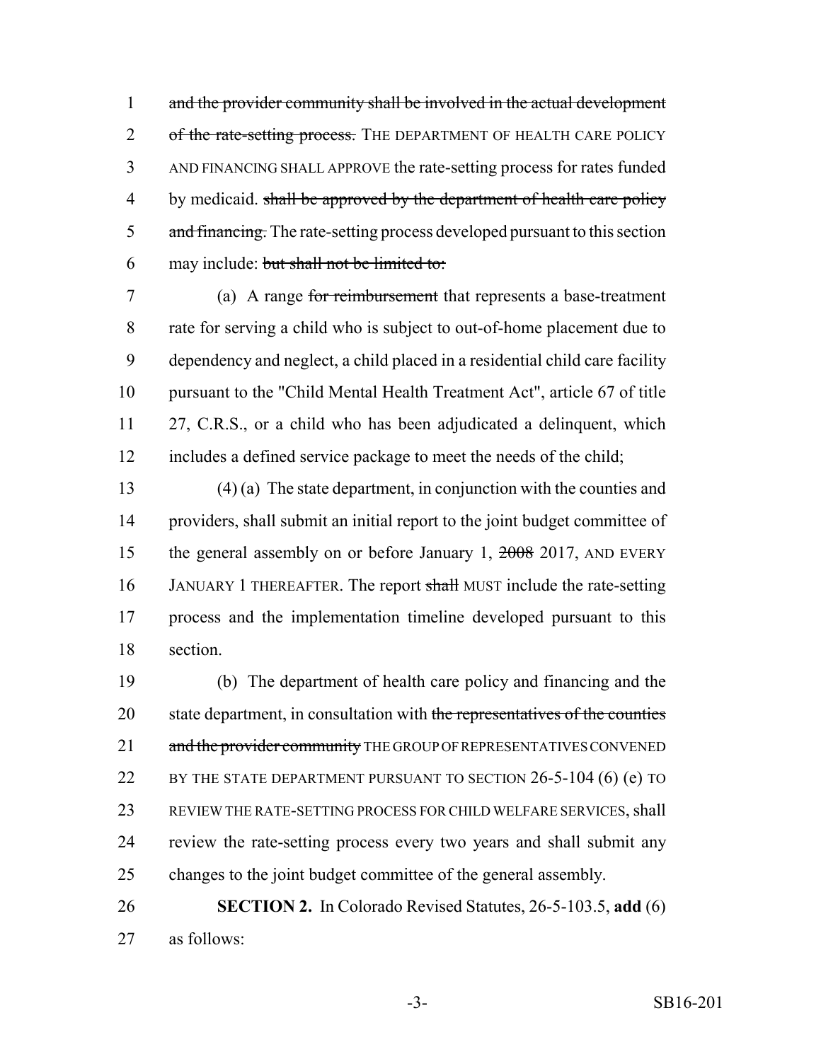1 ~~and the provider community shall be involved in the actual development~~
2 ~~of the rate-setting process.~~ THE DEPARTMENT OF HEALTH CARE POLICY
3 AND FINANCING SHALL APPROVE the rate-setting process for rates funded
4 by medicaid. ~~shall be approved by the department of health care policy~~
5 ~~and financing.~~ The rate-setting process developed pursuant to this section
6 may include: ~~but shall not be limited to:~~

7 (a) A range ~~for reimbursement~~ that represents a base-treatment
8 rate for serving a child who is subject to out-of-home placement due to
9 dependency and neglect, a child placed in a residential child care facility
10 pursuant to the "Child Mental Health Treatment Act", article 67 of title
11 27, C.R.S., or a child who has been adjudicated a delinquent, which
12 includes a defined service package to meet the needs of the child;

13 (4) (a) The state department, in conjunction with the counties and
14 providers, shall submit an initial report to the joint budget committee of
15 the general assembly on or before January 1, ~~2008~~ 2017, AND EVERY
16 JANUARY 1 THEREAFTER. The report ~~shall~~ MUST include the rate-setting
17 process and the implementation timeline developed pursuant to this
18 section.

19 (b) The department of health care policy and financing and the
20 state department, in consultation with ~~the representatives of the counties~~
21 ~~and the provider community~~ THE GROUP OF REPRESENTATIVES CONVENED
22 BY THE STATE DEPARTMENT PURSUANT TO SECTION 26-5-104 (6) (e) TO
23 REVIEW THE RATE-SETTING PROCESS FOR CHILD WELFARE SERVICES, shall
24 review the rate-setting process every two years and shall submit any
25 changes to the joint budget committee of the general assembly.

26 **SECTION 2.** In Colorado Revised Statutes, 26-5-103.5, **add** (6)
27 as follows: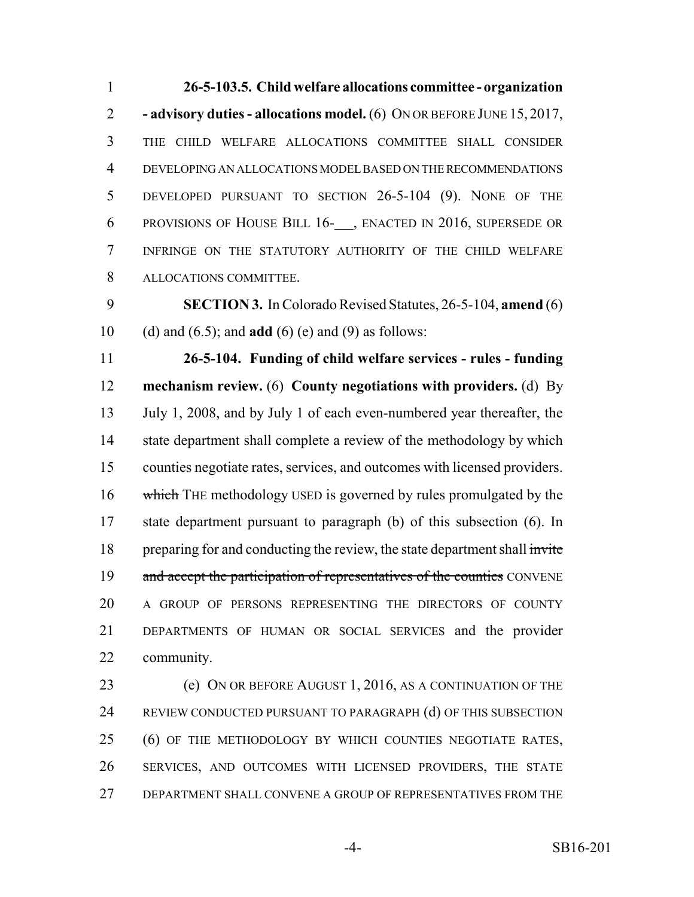**26-5-103.5. Child welfare allocations committee - organization - advisory duties - allocations model.** (6) ON OR BEFORE JUNE 15, 2017, THE CHILD WELFARE ALLOCATIONS COMMITTEE SHALL CONSIDER DEVELOPING AN ALLOCATIONS MODEL BASED ON THE RECOMMENDATIONS DEVELOPED PURSUANT TO SECTION 26-5-104 (9). NONE OF THE PROVISIONS OF HOUSE BILL 16-___, ENACTED IN 2016, SUPERSEDE OR INFRINGE ON THE STATUTORY AUTHORITY OF THE CHILD WELFARE ALLOCATIONS COMMITTEE.

**SECTION 3.** In Colorado Revised Statutes, 26-5-104, **amend** (6) (d) and (6.5); and **add** (6) (e) and (9) as follows:

**26-5-104. Funding of child welfare services - rules - funding mechanism review.** (6) **County negotiations with providers.** (d) By July 1, 2008, and by July 1 of each even-numbered year thereafter, the state department shall complete a review of the methodology by which counties negotiate rates, services, and outcomes with licensed providers. ~~which~~ THE methodology USED is governed by rules promulgated by the state department pursuant to paragraph (b) of this subsection (6). In preparing for and conducting the review, the state department shall ~~invite and accept the participation of representatives of the counties~~ CONVENE A GROUP OF PERSONS REPRESENTING THE DIRECTORS OF COUNTY DEPARTMENTS OF HUMAN OR SOCIAL SERVICES and the provider community.

(e) ON OR BEFORE AUGUST 1, 2016, AS A CONTINUATION OF THE REVIEW CONDUCTED PURSUANT TO PARAGRAPH (d) OF THIS SUBSECTION (6) OF THE METHODOLOGY BY WHICH COUNTIES NEGOTIATE RATES, SERVICES, AND OUTCOMES WITH LICENSED PROVIDERS, THE STATE DEPARTMENT SHALL CONVENE A GROUP OF REPRESENTATIVES FROM THE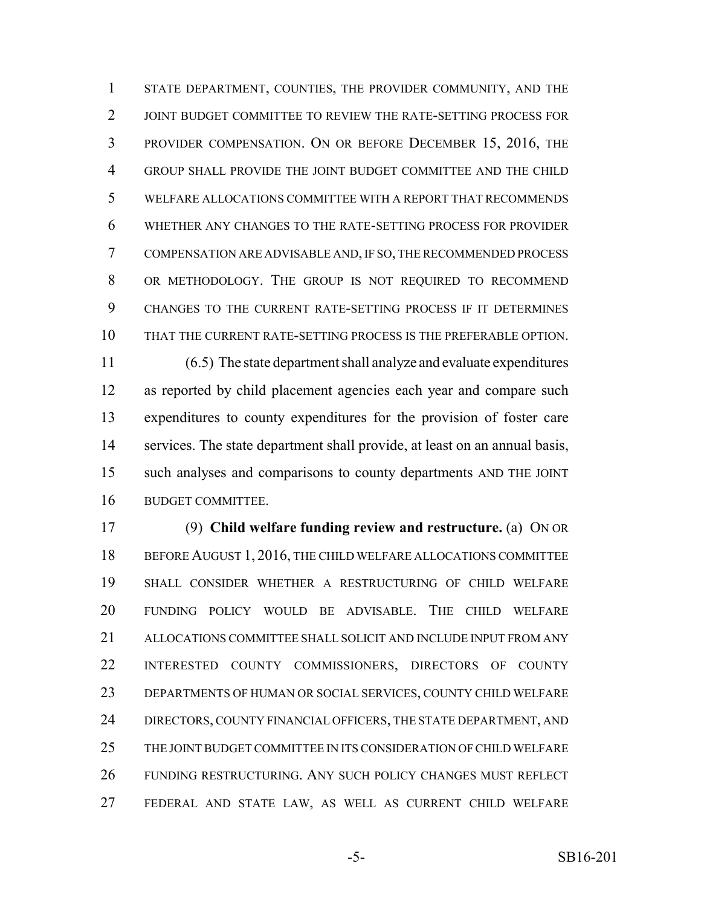STATE DEPARTMENT, COUNTIES, THE PROVIDER COMMUNITY, AND THE JOINT BUDGET COMMITTEE TO REVIEW THE RATE-SETTING PROCESS FOR PROVIDER COMPENSATION. ON OR BEFORE DECEMBER 15, 2016, THE GROUP SHALL PROVIDE THE JOINT BUDGET COMMITTEE AND THE CHILD WELFARE ALLOCATIONS COMMITTEE WITH A REPORT THAT RECOMMENDS WHETHER ANY CHANGES TO THE RATE-SETTING PROCESS FOR PROVIDER COMPENSATION ARE ADVISABLE AND, IF SO, THE RECOMMENDED PROCESS OR METHODOLOGY. THE GROUP IS NOT REQUIRED TO RECOMMEND CHANGES TO THE CURRENT RATE-SETTING PROCESS IF IT DETERMINES THAT THE CURRENT RATE-SETTING PROCESS IS THE PREFERABLE OPTION.

(6.5) The state department shall analyze and evaluate expenditures as reported by child placement agencies each year and compare such expenditures to county expenditures for the provision of foster care services. The state department shall provide, at least on an annual basis, such analyses and comparisons to county departments AND THE JOINT BUDGET COMMITTEE.

(9) **Child welfare funding review and restructure.** (a) ON OR BEFORE AUGUST 1, 2016, THE CHILD WELFARE ALLOCATIONS COMMITTEE SHALL CONSIDER WHETHER A RESTRUCTURING OF CHILD WELFARE FUNDING POLICY WOULD BE ADVISABLE. THE CHILD WELFARE ALLOCATIONS COMMITTEE SHALL SOLICIT AND INCLUDE INPUT FROM ANY INTERESTED COUNTY COMMISSIONERS, DIRECTORS OF COUNTY DEPARTMENTS OF HUMAN OR SOCIAL SERVICES, COUNTY CHILD WELFARE DIRECTORS, COUNTY FINANCIAL OFFICERS, THE STATE DEPARTMENT, AND THE JOINT BUDGET COMMITTEE IN ITS CONSIDERATION OF CHILD WELFARE FUNDING RESTRUCTURING. ANY SUCH POLICY CHANGES MUST REFLECT FEDERAL AND STATE LAW, AS WELL AS CURRENT CHILD WELFARE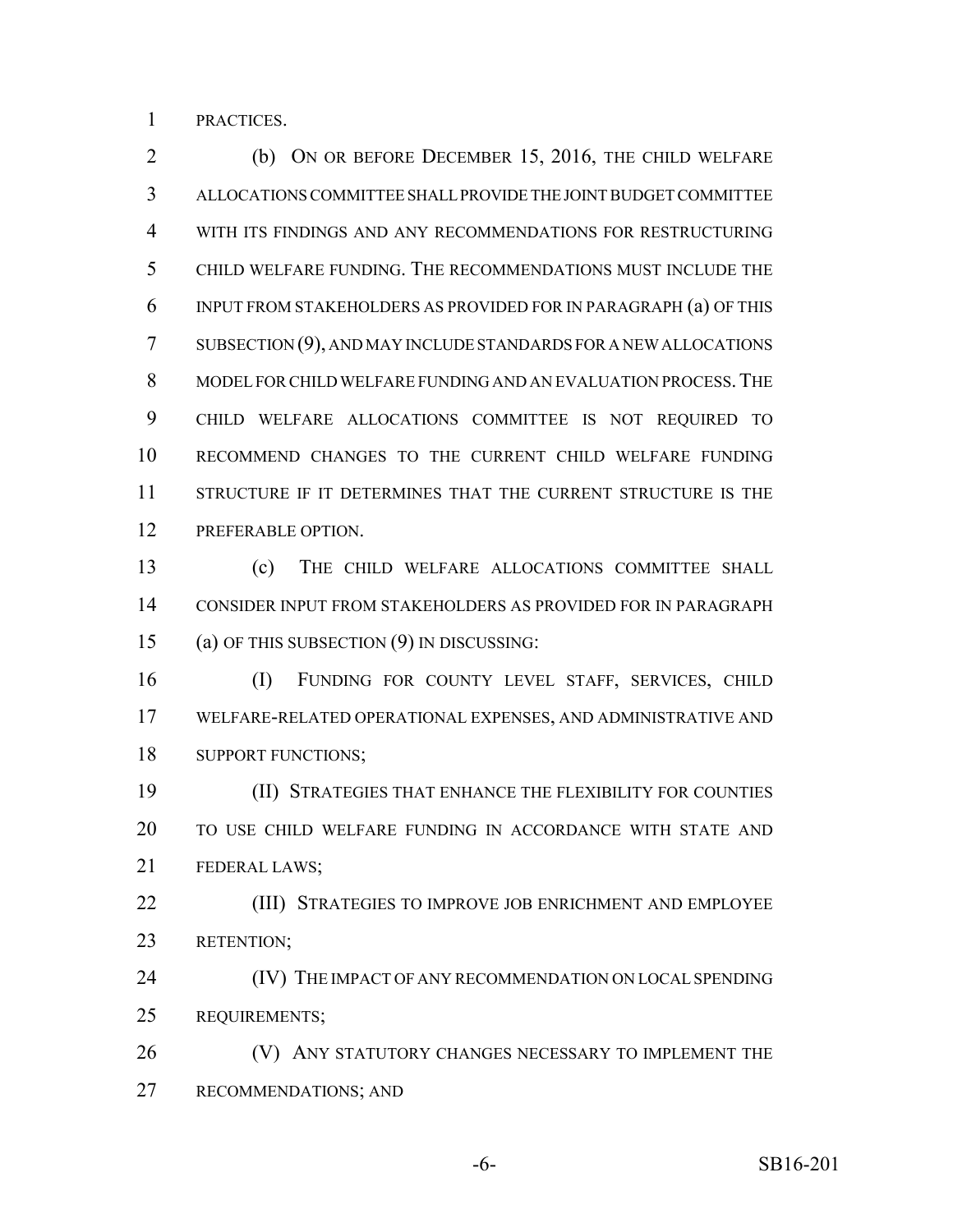PRACTICES.

(b) ON OR BEFORE DECEMBER 15, 2016, THE CHILD WELFARE ALLOCATIONS COMMITTEE SHALL PROVIDE THE JOINT BUDGET COMMITTEE WITH ITS FINDINGS AND ANY RECOMMENDATIONS FOR RESTRUCTURING CHILD WELFARE FUNDING. THE RECOMMENDATIONS MUST INCLUDE THE INPUT FROM STAKEHOLDERS AS PROVIDED FOR IN PARAGRAPH (a) OF THIS SUBSECTION (9), AND MAY INCLUDE STANDARDS FOR A NEW ALLOCATIONS MODEL FOR CHILD WELFARE FUNDING AND AN EVALUATION PROCESS. THE CHILD WELFARE ALLOCATIONS COMMITTEE IS NOT REQUIRED TO RECOMMEND CHANGES TO THE CURRENT CHILD WELFARE FUNDING STRUCTURE IF IT DETERMINES THAT THE CURRENT STRUCTURE IS THE PREFERABLE OPTION.

(c) THE CHILD WELFARE ALLOCATIONS COMMITTEE SHALL CONSIDER INPUT FROM STAKEHOLDERS AS PROVIDED FOR IN PARAGRAPH (a) OF THIS SUBSECTION (9) IN DISCUSSING:

(I) FUNDING FOR COUNTY LEVEL STAFF, SERVICES, CHILD WELFARE-RELATED OPERATIONAL EXPENSES, AND ADMINISTRATIVE AND SUPPORT FUNCTIONS;

(II) STRATEGIES THAT ENHANCE THE FLEXIBILITY FOR COUNTIES TO USE CHILD WELFARE FUNDING IN ACCORDANCE WITH STATE AND FEDERAL LAWS;

(III) STRATEGIES TO IMPROVE JOB ENRICHMENT AND EMPLOYEE RETENTION;

(IV) THE IMPACT OF ANY RECOMMENDATION ON LOCAL SPENDING REQUIREMENTS;

(V) ANY STATUTORY CHANGES NECESSARY TO IMPLEMENT THE RECOMMENDATIONS; AND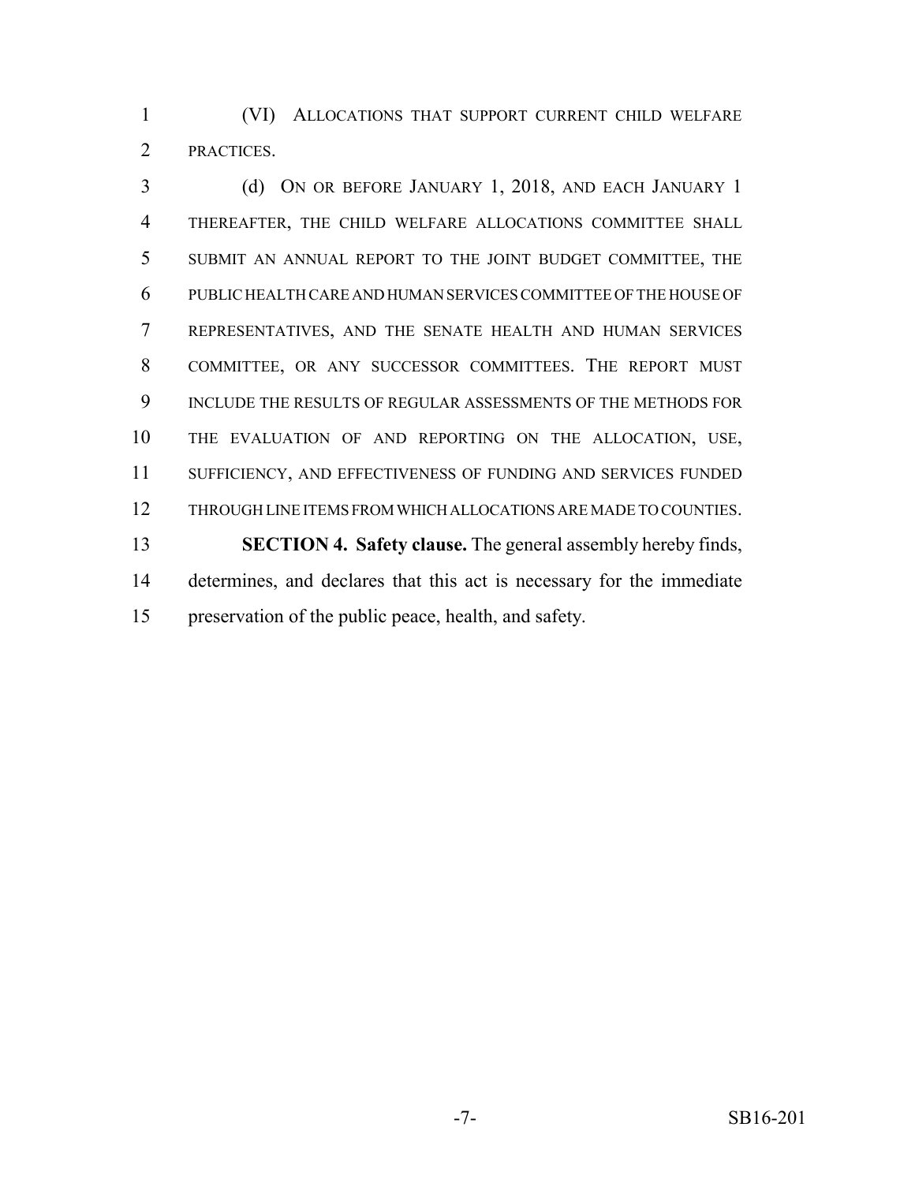(VI) ALLOCATIONS THAT SUPPORT CURRENT CHILD WELFARE PRACTICES.

(d) ON OR BEFORE JANUARY 1, 2018, AND EACH JANUARY 1 THEREAFTER, THE CHILD WELFARE ALLOCATIONS COMMITTEE SHALL SUBMIT AN ANNUAL REPORT TO THE JOINT BUDGET COMMITTEE, THE PUBLIC HEALTH CARE AND HUMAN SERVICES COMMITTEE OF THE HOUSE OF REPRESENTATIVES, AND THE SENATE HEALTH AND HUMAN SERVICES COMMITTEE, OR ANY SUCCESSOR COMMITTEES. THE REPORT MUST INCLUDE THE RESULTS OF REGULAR ASSESSMENTS OF THE METHODS FOR THE EVALUATION OF AND REPORTING ON THE ALLOCATION, USE, SUFFICIENCY, AND EFFECTIVENESS OF FUNDING AND SERVICES FUNDED THROUGH LINE ITEMS FROM WHICH ALLOCATIONS ARE MADE TO COUNTIES.

**SECTION 4. Safety clause.** The general assembly hereby finds, determines, and declares that this act is necessary for the immediate preservation of the public peace, health, and safety.